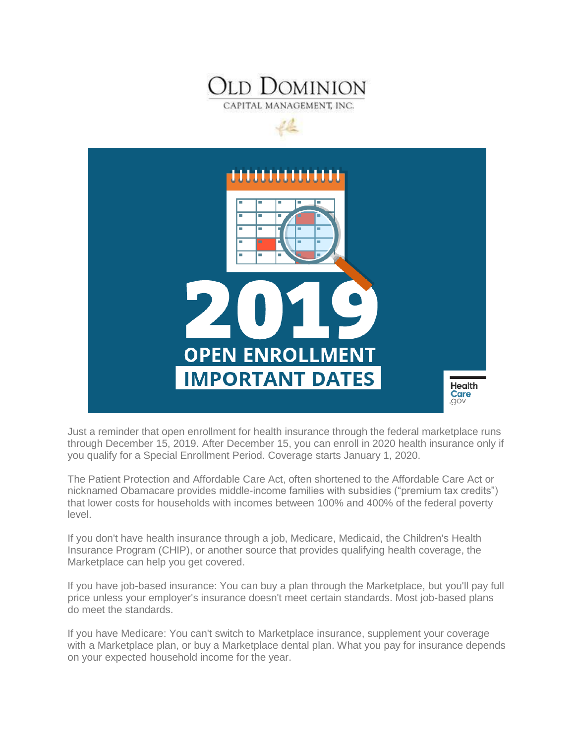# Old Dominion

CAPITAL MANAGEMENT, INC.

# 2019 OPEN ENROLLMENT IMPORTANT DATES

HealthCare.gov

Just a reminder that open enrollment for health insurance through the federal marketplace runs through December 15, 2019. After December 15, you can enroll in 2020 health insurance only if you qualify for a Special Enrollment Period. Coverage starts January 1, 2020.

The Patient Protection and Affordable Care Act, often shortened to the Affordable Care Act or nicknamed Obamacare provides middle-income families with subsidies ("premium tax credits") that lower costs for households with incomes between 100% and 400% of the federal poverty level.

If you don't have health insurance through a job, Medicare, Medicaid, the Children's Health Insurance Program (CHIP), or another source that provides qualifying health coverage, the Marketplace can help you get covered.

If you have job-based insurance: You can buy a plan through the Marketplace, but you'll pay full price unless your employer's insurance doesn't meet certain standards. Most job-based plans do meet the standards.

If you have Medicare: You can't switch to Marketplace insurance, supplement your coverage with a Marketplace plan, or buy a Marketplace dental plan. What you pay for insurance depends on your expected household income for the year.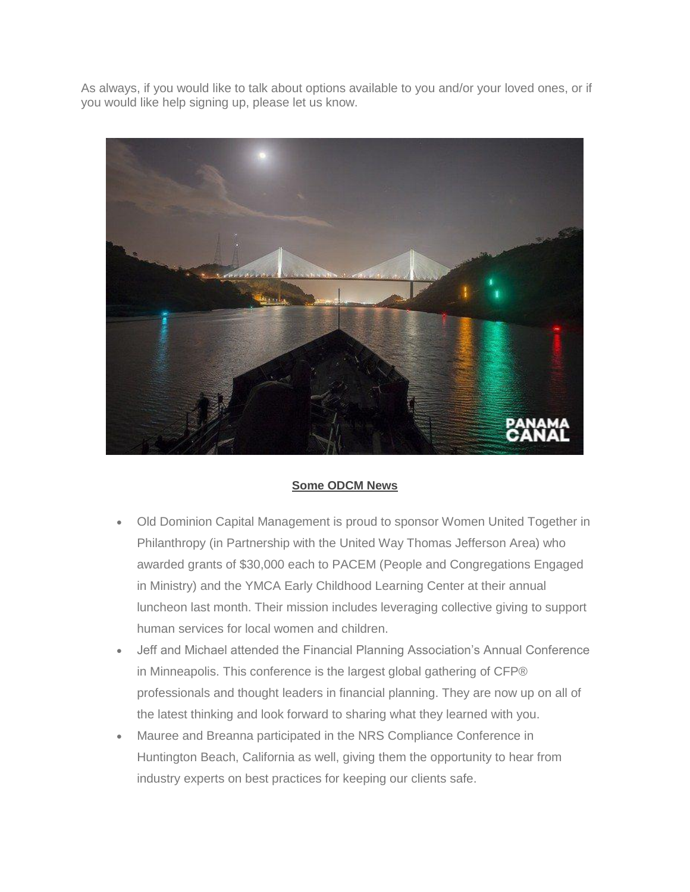As always, if you would like to talk about options available to you and/or your loved ones, or if you would like help signing up, please let us know.

**Some ODCM News**

- Old Dominion Capital Management is proud to sponsor Women United Together in Philanthropy (in Partnership with the United Way Thomas Jefferson Area) who awarded grants of $30,000 each to PACEM (People and Congregations Engaged in Ministry) and the YMCA Early Childhood Learning Center at their annual luncheon last month. Their mission includes leveraging collective giving to support human services for local women and children.
- Jeff and Michael attended the Financial Planning Association's Annual Conference in Minneapolis. This conference is the largest global gathering of CFP® professionals and thought leaders in financial planning. They are now up on all of the latest thinking and look forward to sharing what they learned with you.
- Mauree and Breanna participated in the NRS Compliance Conference in Huntington Beach, California as well, giving them the opportunity to hear from industry experts on best practices for keeping our clients safe.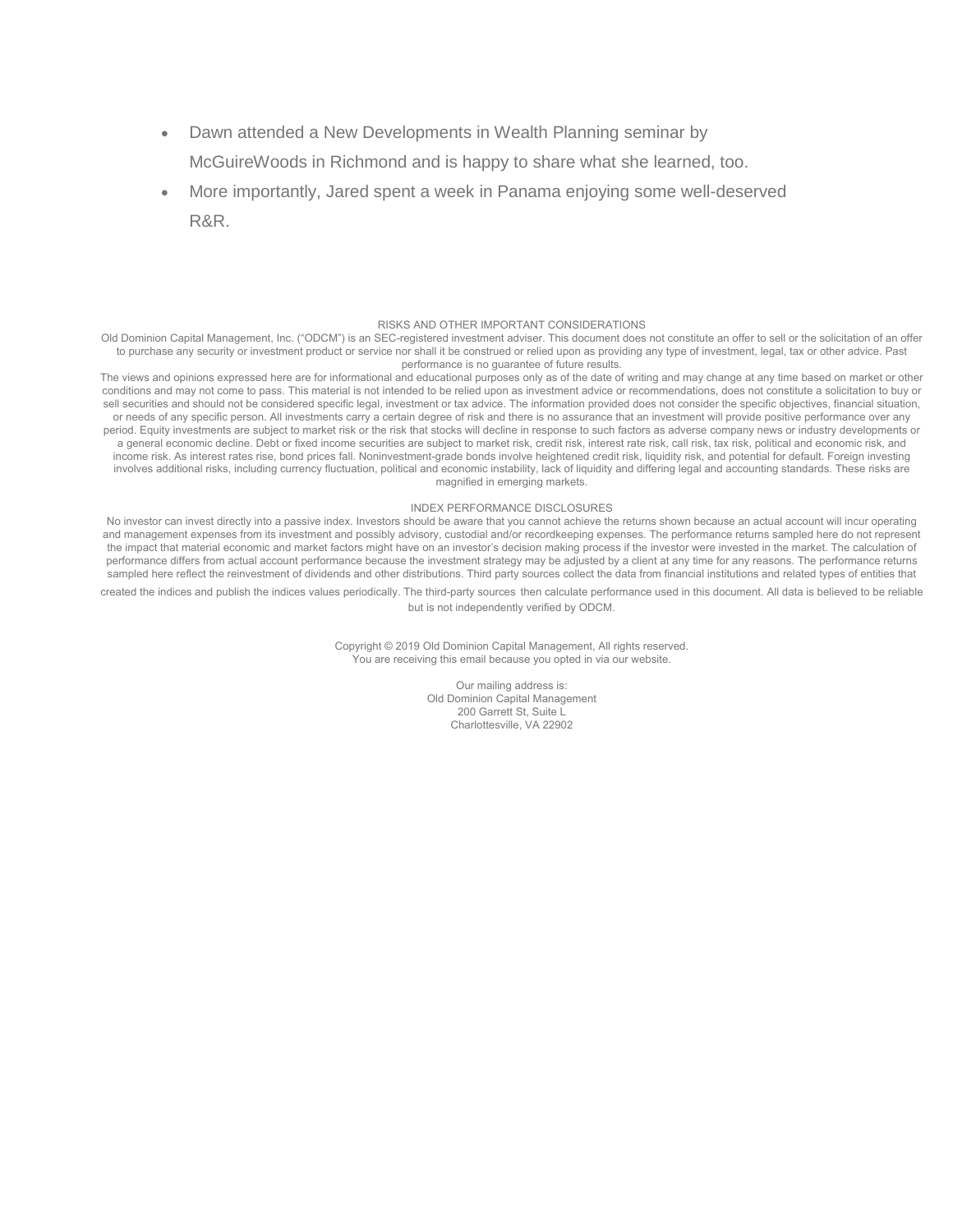- Dawn attended a New Developments in Wealth Planning seminar by McGuireWoods in Richmond and is happy to share what she learned, too.
- More importantly, Jared spent a week in Panama enjoying some well-deserved R&R.

RISKS AND OTHER IMPORTANT CONSIDERATIONS

Old Dominion Capital Management, Inc. ("ODCM") is an SEC-registered investment adviser. This document does not constitute an offer to sell or the solicitation of an offer to purchase any security or investment product or service nor shall it be construed or relied upon as providing any type of investment, legal, tax or other advice. Past performance is no guarantee of future results.

The views and opinions expressed here are for informational and educational purposes only as of the date of writing and may change at any time based on market or other conditions and may not come to pass. This material is not intended to be relied upon as investment advice or recommendations, does not constitute a solicitation to buy or sell securities and should not be considered specific legal, investment or tax advice. The information provided does not consider the specific objectives, financial situation, or needs of any specific person. All investments carry a certain degree of risk and there is no assurance that an investment will provide positive performance over any period. Equity investments are subject to market risk or the risk that stocks will decline in response to such factors as adverse company news or industry developments or a general economic decline. Debt or fixed income securities are subject to market risk, credit risk, interest rate risk, call risk, tax risk, political and economic risk, and income risk. As interest rates rise, bond prices fall. Noninvestment-grade bonds involve heightened credit risk, liquidity risk, and potential for default. Foreign investing involves additional risks, including currency fluctuation, political and economic instability, lack of liquidity and differing legal and accounting standards. These risks are magnified in emerging markets.

INDEX PERFORMANCE DISCLOSURES

No investor can invest directly into a passive index. Investors should be aware that you cannot achieve the returns shown because an actual account will incur operating and management expenses from its investment and possibly advisory, custodial and/or recordkeeping expenses. The performance returns sampled here do not represent the impact that material economic and market factors might have on an investor's decision making process if the investor were invested in the market. The calculation of performance differs from actual account performance because the investment strategy may be adjusted by a client at any time for any reasons. The performance returns sampled here reflect the reinvestment of dividends and other distributions. Third party sources collect the data from financial institutions and related types of entities that created the indices and publish the indices values periodically. The third-party sources then calculate performance used in this document. All data is believed to be reliable but is not independently verified by ODCM.

Copyright © 2019 Old Dominion Capital Management, All rights reserved.
You are receiving this email because you opted in via our website.

Our mailing address is:
Old Dominion Capital Management
200 Garrett St, Suite L
Charlottesville, VA 22902